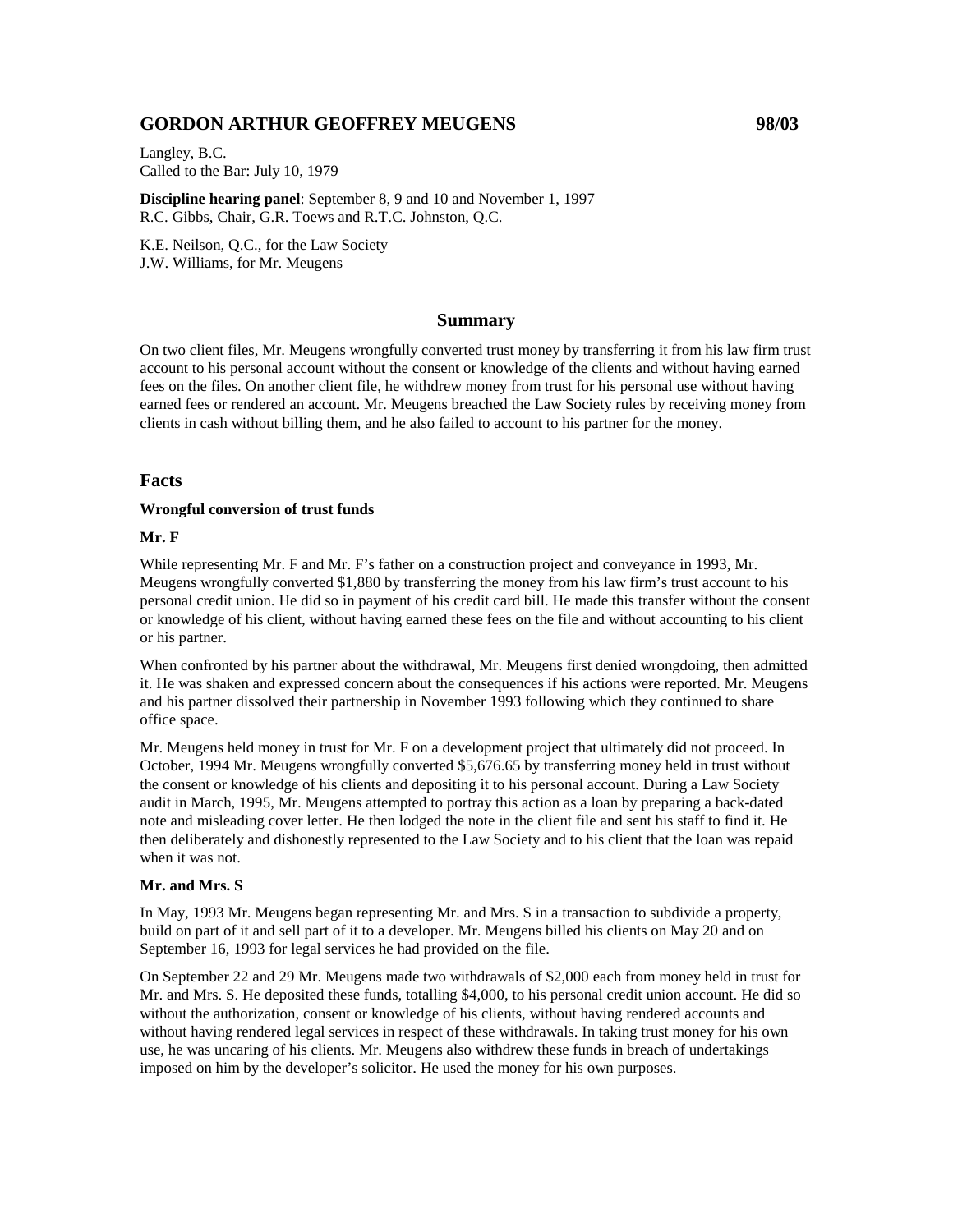# GORDON ARTHUR GEOFFREY MEUGENS 98/03

Langley, B.C.
Called to the Bar: July 10, 1979

**Discipline hearing panel**: September 8, 9 and 10 and November 1, 1997
R.C. Gibbs, Chair, G.R. Toews and R.T.C. Johnston, Q.C.

K.E. Neilson, Q.C., for the Law Society
J.W. Williams, for Mr. Meugens

## Summary

On two client files, Mr. Meugens wrongfully converted trust money by transferring it from his law firm trust account to his personal account without the consent or knowledge of the clients and without having earned fees on the files. On another client file, he withdrew money from trust for his personal use without having earned fees or rendered an account. Mr. Meugens breached the Law Society rules by receiving money from clients in cash without billing them, and he also failed to account to his partner for the money.

## Facts

**Wrongful conversion of trust funds**

**Mr. F**

While representing Mr. F and Mr. F's father on a construction project and conveyance in 1993, Mr. Meugens wrongfully converted $1,880 by transferring the money from his law firm's trust account to his personal credit union. He did so in payment of his credit card bill. He made this transfer without the consent or knowledge of his client, without having earned these fees on the file and without accounting to his client or his partner.

When confronted by his partner about the withdrawal, Mr. Meugens first denied wrongdoing, then admitted it. He was shaken and expressed concern about the consequences if his actions were reported. Mr. Meugens and his partner dissolved their partnership in November 1993 following which they continued to share office space.

Mr. Meugens held money in trust for Mr. F on a development project that ultimately did not proceed. In October, 1994 Mr. Meugens wrongfully converted $5,676.65 by transferring money held in trust without the consent or knowledge of his clients and depositing it to his personal account. During a Law Society audit in March, 1995, Mr. Meugens attempted to portray this action as a loan by preparing a back-dated note and misleading cover letter. He then lodged the note in the client file and sent his staff to find it. He then deliberately and dishonestly represented to the Law Society and to his client that the loan was repaid when it was not.

**Mr. and Mrs. S**

In May, 1993 Mr. Meugens began representing Mr. and Mrs. S in a transaction to subdivide a property, build on part of it and sell part of it to a developer. Mr. Meugens billed his clients on May 20 and on September 16, 1993 for legal services he had provided on the file.

On September 22 and 29 Mr. Meugens made two withdrawals of $2,000 each from money held in trust for Mr. and Mrs. S. He deposited these funds, totalling $4,000, to his personal credit union account. He did so without the authorization, consent or knowledge of his clients, without having rendered accounts and without having rendered legal services in respect of these withdrawals. In taking trust money for his own use, he was uncaring of his clients. Mr. Meugens also withdrew these funds in breach of undertakings imposed on him by the developer's solicitor. He used the money for his own purposes.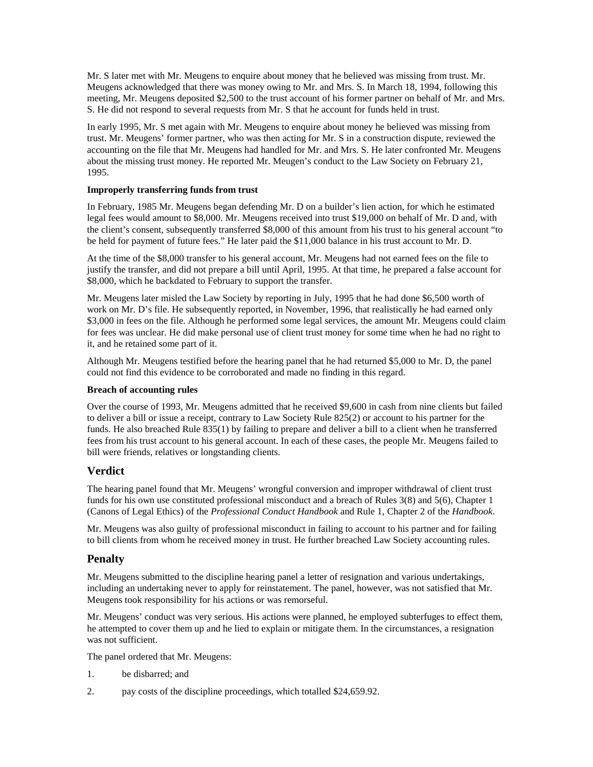Mr. S later met with Mr. Meugens to enquire about money that he believed was missing from trust. Mr. Meugens acknowledged that there was money owing to Mr. and Mrs. S. In March 18, 1994, following this meeting, Mr. Meugens deposited $2,500 to the trust account of his former partner on behalf of Mr. and Mrs. S. He did not respond to several requests from Mr. S that he account for funds held in trust.

In early 1995, Mr. S met again with Mr. Meugens to enquire about money he believed was missing from trust. Mr. Meugens' former partner, who was then acting for Mr. S in a construction dispute, reviewed the accounting on the file that Mr. Meugens had handled for Mr. and Mrs. S. He later confronted Mr. Meugens about the missing trust money. He reported Mr. Meugen's conduct to the Law Society on February 21, 1995.

**Improperly transferring funds from trust**

In February, 1985 Mr. Meugens began defending Mr. D on a builder's lien action, for which he estimated legal fees would amount to $8,000. Mr. Meugens received into trust $19,000 on behalf of Mr. D and, with the client's consent, subsequently transferred $8,000 of this amount from his trust to his general account "to be held for payment of future fees." He later paid the $11,000 balance in his trust account to Mr. D.

At the time of the $8,000 transfer to his general account, Mr. Meugens had not earned fees on the file to justify the transfer, and did not prepare a bill until April, 1995. At that time, he prepared a false account for $8,000, which he backdated to February to support the transfer.

Mr. Meugens later misled the Law Society by reporting in July, 1995 that he had done $6,500 worth of work on Mr. D's file. He subsequently reported, in November, 1996, that realistically he had earned only $3,000 in fees on the file. Although he performed some legal services, the amount Mr. Meugens could claim for fees was unclear. He did make personal use of client trust money for some time when he had no right to it, and he retained some part of it.

Although Mr. Meugens testified before the hearing panel that he had returned $5,000 to Mr. D, the panel could not find this evidence to be corroborated and made no finding in this regard.

**Breach of accounting rules**

Over the course of 1993, Mr. Meugens admitted that he received $9,600 in cash from nine clients but failed to deliver a bill or issue a receipt, contrary to Law Society Rule 825(2) or account to his partner for the funds. He also breached Rule 835(1) by failing to prepare and deliver a bill to a client when he transferred fees from his trust account to his general account. In each of these cases, the people Mr. Meugens failed to bill were friends, relatives or longstanding clients.

## Verdict

The hearing panel found that Mr. Meugens' wrongful conversion and improper withdrawal of client trust funds for his own use constituted professional misconduct and a breach of Rules 3(8) and 5(6), Chapter 1 (Canons of Legal Ethics) of the *Professional Conduct Handbook* and Rule 1, Chapter 2 of the *Handbook*.

Mr. Meugens was also guilty of professional misconduct in failing to account to his partner and for failing to bill clients from whom he received money in trust. He further breached Law Society accounting rules.

## Penalty

Mr. Meugens submitted to the discipline hearing panel a letter of resignation and various undertakings, including an undertaking never to apply for reinstatement. The panel, however, was not satisfied that Mr. Meugens took responsibility for his actions or was remorseful.

Mr. Meugens' conduct was very serious. His actions were planned, he employed subterfuges to effect them, he attempted to cover them up and he lied to explain or mitigate them. In the circumstances, a resignation was not sufficient.

The panel ordered that Mr. Meugens:

1. be disbarred; and
2. pay costs of the discipline proceedings, which totalled $24,659.92.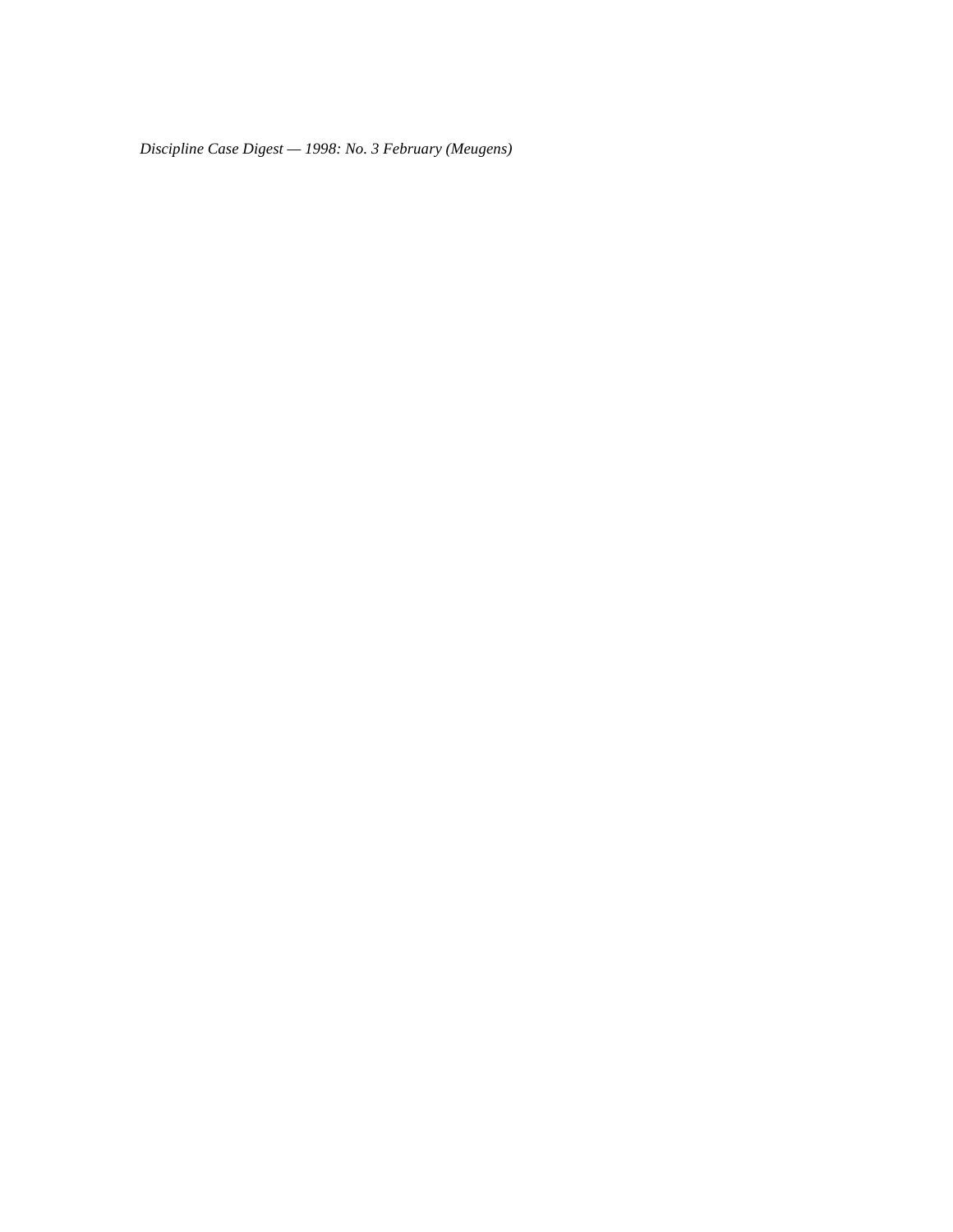*Discipline Case Digest — 1998: No. 3 February (Meugens)*